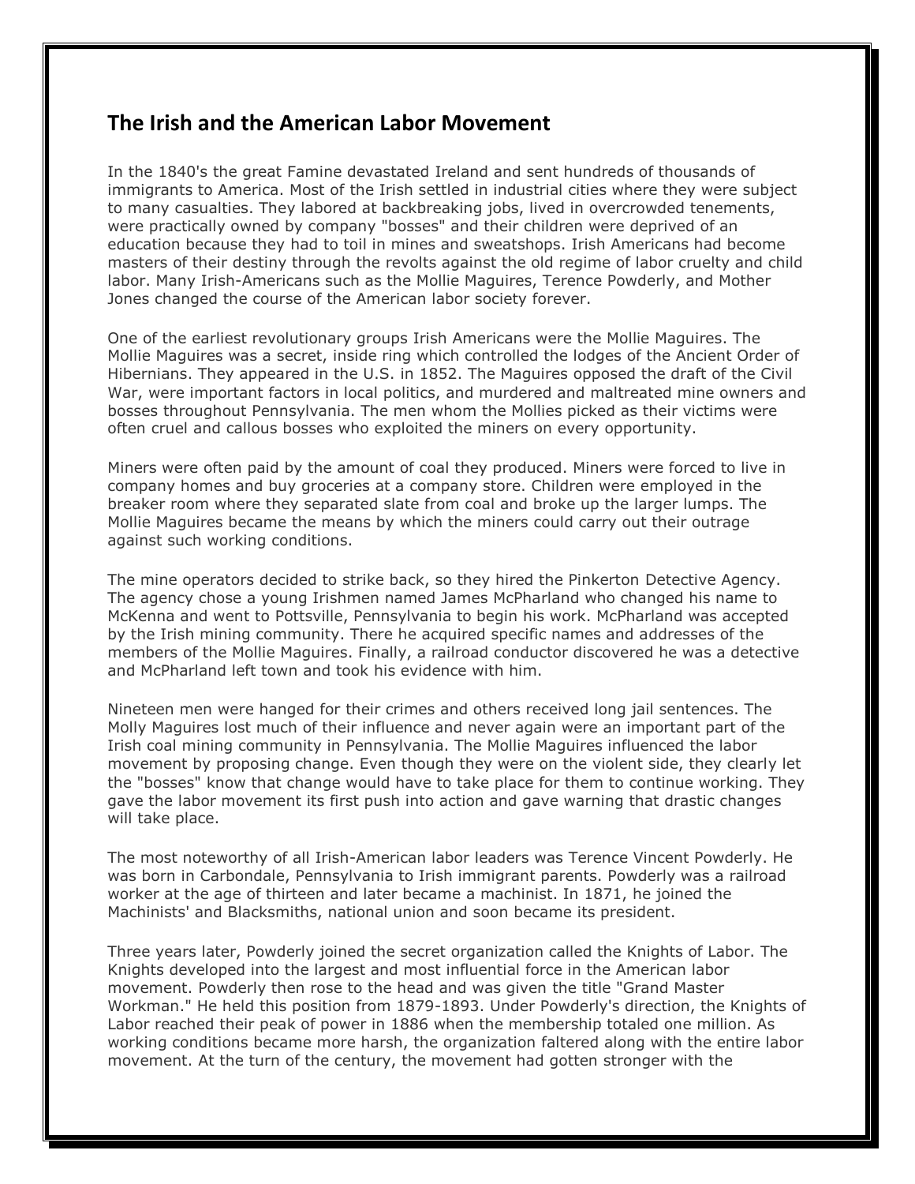## The Irish and the American Labor Movement

In the 1840's the great Famine devastated Ireland and sent hundreds of thousands of immigrants to America. Most of the Irish settled in industrial cities where they were subject to many casualties. They labored at backbreaking jobs, lived in overcrowded tenements, were practically owned by company "bosses" and their children were deprived of an education because they had to toil in mines and sweatshops. Irish Americans had become masters of their destiny through the revolts against the old regime of labor cruelty and child labor. Many Irish-Americans such as the Mollie Maguires, Terence Powderly, and Mother Jones changed the course of the American labor society forever.

One of the earliest revolutionary groups Irish Americans were the Mollie Maguires. The Mollie Maguires was a secret, inside ring which controlled the lodges of the Ancient Order of Hibernians. They appeared in the U.S. in 1852. The Maguires opposed the draft of the Civil War, were important factors in local politics, and murdered and maltreated mine owners and bosses throughout Pennsylvania. The men whom the Mollies picked as their victims were often cruel and callous bosses who exploited the miners on every opportunity.

Miners were often paid by the amount of coal they produced. Miners were forced to live in company homes and buy groceries at a company store. Children were employed in the breaker room where they separated slate from coal and broke up the larger lumps. The Mollie Maguires became the means by which the miners could carry out their outrage against such working conditions.

The mine operators decided to strike back, so they hired the Pinkerton Detective Agency. The agency chose a young Irishmen named James McPharland who changed his name to McKenna and went to Pottsville, Pennsylvania to begin his work. McPharland was accepted by the Irish mining community. There he acquired specific names and addresses of the members of the Mollie Maguires. Finally, a railroad conductor discovered he was a detective and McPharland left town and took his evidence with him.

Nineteen men were hanged for their crimes and others received long jail sentences. The Molly Maguires lost much of their influence and never again were an important part of the Irish coal mining community in Pennsylvania. The Mollie Maguires influenced the labor movement by proposing change. Even though they were on the violent side, they clearly let the "bosses" know that change would have to take place for them to continue working. They gave the labor movement its first push into action and gave warning that drastic changes will take place.

The most noteworthy of all Irish-American labor leaders was Terence Vincent Powderly. He was born in Carbondale, Pennsylvania to Irish immigrant parents. Powderly was a railroad worker at the age of thirteen and later became a machinist. In 1871, he joined the Machinists' and Blacksmiths, national union and soon became its president.

Three years later, Powderly joined the secret organization called the Knights of Labor. The Knights developed into the largest and most influential force in the American labor movement. Powderly then rose to the head and was given the title "Grand Master Workman." He held this position from 1879-1893. Under Powderly's direction, the Knights of Labor reached their peak of power in 1886 when the membership totaled one million. As working conditions became more harsh, the organization faltered along with the entire labor movement. At the turn of the century, the movement had gotten stronger with the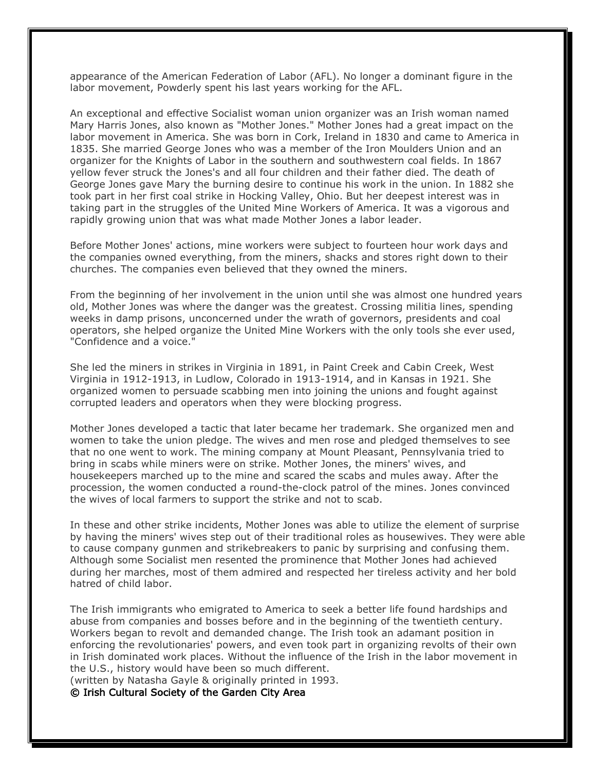appearance of the American Federation of Labor (AFL). No longer a dominant figure in the labor movement, Powderly spent his last years working for the AFL.

An exceptional and effective Socialist woman union organizer was an Irish woman named Mary Harris Jones, also known as "Mother Jones." Mother Jones had a great impact on the labor movement in America. She was born in Cork, Ireland in 1830 and came to America in 1835. She married George Jones who was a member of the Iron Moulders Union and an organizer for the Knights of Labor in the southern and southwestern coal fields. In 1867 yellow fever struck the Jones's and all four children and their father died. The death of George Jones gave Mary the burning desire to continue his work in the union. In 1882 she took part in her first coal strike in Hocking Valley, Ohio. But her deepest interest was in taking part in the struggles of the United Mine Workers of America. It was a vigorous and rapidly growing union that was what made Mother Jones a labor leader.

Before Mother Jones' actions, mine workers were subject to fourteen hour work days and the companies owned everything, from the miners, shacks and stores right down to their churches. The companies even believed that they owned the miners.

From the beginning of her involvement in the union until she was almost one hundred years old, Mother Jones was where the danger was the greatest. Crossing militia lines, spending weeks in damp prisons, unconcerned under the wrath of governors, presidents and coal operators, she helped organize the United Mine Workers with the only tools she ever used, "Confidence and a voice."

She led the miners in strikes in Virginia in 1891, in Paint Creek and Cabin Creek, West Virginia in 1912-1913, in Ludlow, Colorado in 1913-1914, and in Kansas in 1921. She organized women to persuade scabbing men into joining the unions and fought against corrupted leaders and operators when they were blocking progress.

Mother Jones developed a tactic that later became her trademark. She organized men and women to take the union pledge. The wives and men rose and pledged themselves to see that no one went to work. The mining company at Mount Pleasant, Pennsylvania tried to bring in scabs while miners were on strike. Mother Jones, the miners' wives, and housekeepers marched up to the mine and scared the scabs and mules away. After the procession, the women conducted a round-the-clock patrol of the mines. Jones convinced the wives of local farmers to support the strike and not to scab.

In these and other strike incidents, Mother Jones was able to utilize the element of surprise by having the miners' wives step out of their traditional roles as housewives. They were able to cause company gunmen and strikebreakers to panic by surprising and confusing them. Although some Socialist men resented the prominence that Mother Jones had achieved during her marches, most of them admired and respected her tireless activity and her bold hatred of child labor.

The Irish immigrants who emigrated to America to seek a better life found hardships and abuse from companies and bosses before and in the beginning of the twentieth century. Workers began to revolt and demanded change. The Irish took an adamant position in enforcing the revolutionaries' powers, and even took part in organizing revolts of their own in Irish dominated work places. Without the influence of the Irish in the labor movement in the U.S., history would have been so much different.
(written by Natasha Gayle & originally printed in 1993.

© Irish Cultural Society of the Garden City Area